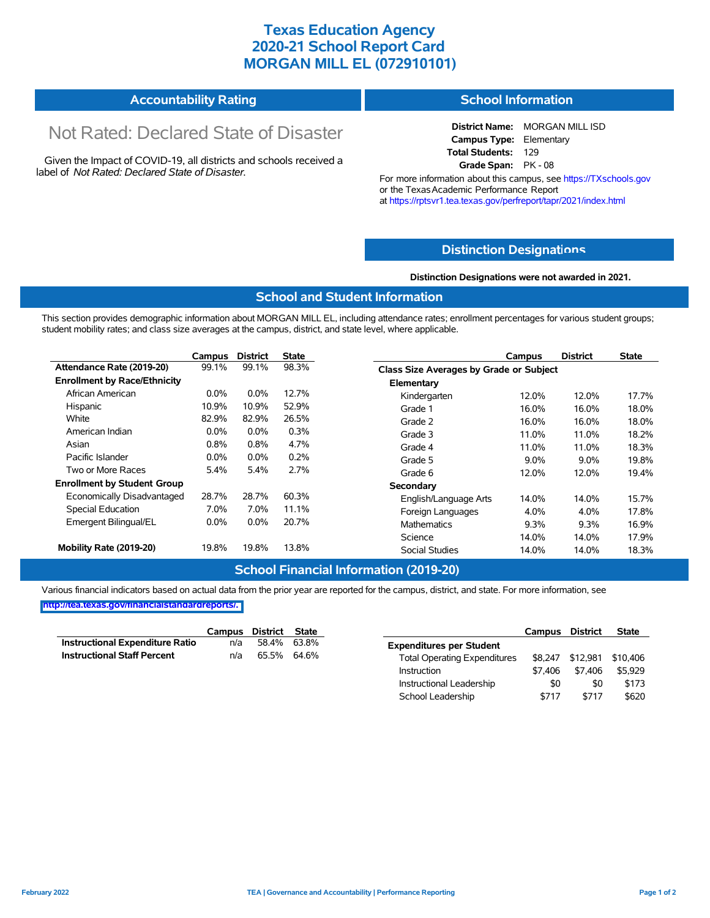# Texas Education Agency
# 2020-21 School Report Card
# MORGAN MILL EL (072910101)

## Accountability Rating

Not Rated: Declared State of Disaster

Given the Impact of COVID-19, all districts and schools received a label of *Not Rated: Declared State of Disaster*.

## School Information

**District Name:** MORGAN MILL ISD
**Campus Type:** Elementary
**Total Students:** 129
**Grade Span:** PK - 08

For more information about this campus, see https://TXschools.gov or the Texas Academic Performance Report at https://rptsvr1.tea.texas.gov/perfreport/tapr/2021/index.html

## Distinction Designations

**Distinction Designations were not awarded in 2021.**

## School and Student Information

This section provides demographic information about MORGAN MILL EL, including attendance rates; enrollment percentages for various student groups; student mobility rates; and class size averages at the campus, district, and state level, where applicable.

| | Campus | District | State |
|---|---|---|---|
| **Attendance Rate (2019-20)** | 99.1% | 99.1% | 98.3% |
| **Enrollment by Race/Ethnicity** | | | |
| African American | 0.0% | 0.0% | 12.7% |
| Hispanic | 10.9% | 10.9% | 52.9% |
| White | 82.9% | 82.9% | 26.5% |
| American Indian | 0.0% | 0.0% | 0.3% |
| Asian | 0.8% | 0.8% | 4.7% |
| Pacific Islander | 0.0% | 0.0% | 0.2% |
| Two or More Races | 5.4% | 5.4% | 2.7% |
| **Enrollment by Student Group** | | | |
| Economically Disadvantaged | 28.7% | 28.7% | 60.3% |
| Special Education | 7.0% | 7.0% | 11.1% |
| Emergent Bilingual/EL | 0.0% | 0.0% | 20.7% |
| **Mobility Rate (2019-20)** | 19.8% | 19.8% | 13.8% |

| | Campus | District | State |
|---|---|---|---|
| **Class Size Averages by Grade or Subject** | | | |
| **Elementary** | | | |
| Kindergarten | 12.0% | 12.0% | 17.7% |
| Grade 1 | 16.0% | 16.0% | 18.0% |
| Grade 2 | 16.0% | 16.0% | 18.0% |
| Grade 3 | 11.0% | 11.0% | 18.2% |
| Grade 4 | 11.0% | 11.0% | 18.3% |
| Grade 5 | 9.0% | 9.0% | 19.8% |
| Grade 6 | 12.0% | 12.0% | 19.4% |
| **Secondary** | | | |
| English/Language Arts | 14.0% | 14.0% | 15.7% |
| Foreign Languages | 4.0% | 4.0% | 17.8% |
| Mathematics | 9.3% | 9.3% | 16.9% |
| Science | 14.0% | 14.0% | 17.9% |
| Social Studies | 14.0% | 14.0% | 18.3% |

## School Financial Information (2019-20)

Various financial indicators based on actual data from the prior year are reported for the campus, district, and state. For more information, see http://tea.texas.gov/financialstandardreports/.

| | Campus | District | State |
|---|---|---|---|
| **Instructional Expenditure Ratio** | n/a | 58.4% | 63.8% |
| **Instructional Staff Percent** | n/a | 65.5% | 64.6% |

| | Campus | District | State |
|---|---|---|---|
| **Expenditures per Student** | | | |
| Total Operating Expenditures | $8,247 | $12,981 | $10,406 |
| Instruction | $7,406 | $7,406 | $5,929 |
| Instructional Leadership | $0 | $0 | $173 |
| School Leadership | $717 | $717 | $620 |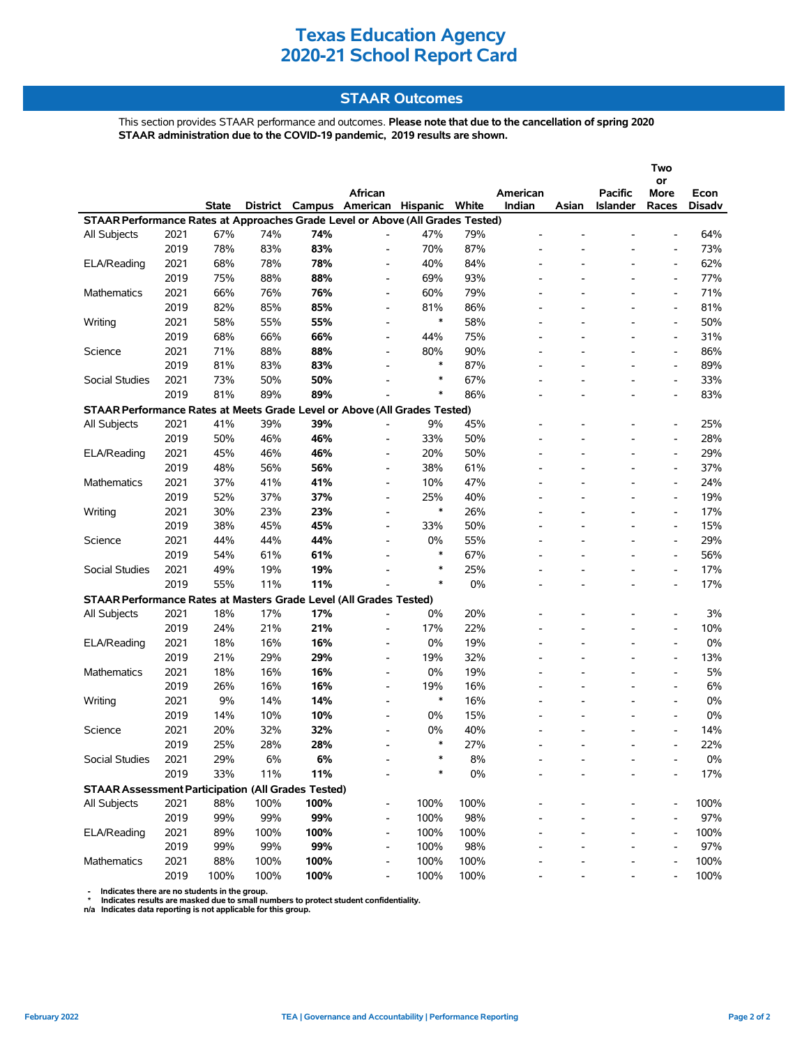# Texas Education Agency
# 2020-21 School Report Card

## STAAR Outcomes

This section provides STAAR performance and outcomes. **Please note that due to the cancellation of spring 2020 STAAR administration due to the COVID-19 pandemic, 2019 results are shown.**

| | | State | District | Campus | African American | Hispanic | White | American Indian | Asian | Pacific Islander | Two or More Races | Econ Disadv |
|---|---|---|---|---|---|---|---|---|---|---|---|---|
| **STAAR Performance Rates at Approaches Grade Level or Above (All Grades Tested)** | | | | | | | | | | | | |
| All Subjects | 2021 | 67% | 74% | **74%** | - | 47% | 79% | - | - | - | - | 64% |
| | 2019 | 78% | 83% | **83%** | - | 70% | 87% | - | - | - | - | 73% |
| ELA/Reading | 2021 | 68% | 78% | **78%** | - | 40% | 84% | - | - | - | - | 62% |
| | 2019 | 75% | 88% | **88%** | - | 69% | 93% | - | - | - | - | 77% |
| Mathematics | 2021 | 66% | 76% | **76%** | - | 60% | 79% | - | - | - | - | 71% |
| | 2019 | 82% | 85% | **85%** | - | 81% | 86% | - | - | - | - | 81% |
| Writing | 2021 | 58% | 55% | **55%** | - | * | 58% | - | - | - | - | 50% |
| | 2019 | 68% | 66% | **66%** | - | 44% | 75% | - | - | - | - | 31% |
| Science | 2021 | 71% | 88% | **88%** | - | 80% | 90% | - | - | - | - | 86% |
| | 2019 | 81% | 83% | **83%** | - | * | 87% | - | - | - | - | 89% |
| Social Studies | 2021 | 73% | 50% | **50%** | - | * | 67% | - | - | - | - | 33% |
| | 2019 | 81% | 89% | **89%** | - | * | 86% | - | - | - | - | 83% |
| **STAAR Performance Rates at Meets Grade Level or Above (All Grades Tested)** | | | | | | | | | | | | |
| All Subjects | 2021 | 41% | 39% | **39%** | - | 9% | 45% | - | - | - | - | 25% |
| | 2019 | 50% | 46% | **46%** | - | 33% | 50% | - | - | - | - | 28% |
| ELA/Reading | 2021 | 45% | 46% | **46%** | - | 20% | 50% | - | - | - | - | 29% |
| | 2019 | 48% | 56% | **56%** | - | 38% | 61% | - | - | - | - | 37% |
| Mathematics | 2021 | 37% | 41% | **41%** | - | 10% | 47% | - | - | - | - | 24% |
| | 2019 | 52% | 37% | **37%** | - | 25% | 40% | - | - | - | - | 19% |
| Writing | 2021 | 30% | 23% | **23%** | - | * | 26% | - | - | - | - | 17% |
| | 2019 | 38% | 45% | **45%** | - | 33% | 50% | - | - | - | - | 15% |
| Science | 2021 | 44% | 44% | **44%** | - | 0% | 55% | - | - | - | - | 29% |
| | 2019 | 54% | 61% | **61%** | - | * | 67% | - | - | - | - | 56% |
| Social Studies | 2021 | 49% | 19% | **19%** | - | * | 25% | - | - | - | - | 17% |
| | 2019 | 55% | 11% | **11%** | - | * | 0% | - | - | - | - | 17% |
| **STAAR Performance Rates at Masters Grade Level (All Grades Tested)** | | | | | | | | | | | | |
| All Subjects | 2021 | 18% | 17% | **17%** | - | 0% | 20% | - | - | - | - | 3% |
| | 2019 | 24% | 21% | **21%** | - | 17% | 22% | - | - | - | - | 10% |
| ELA/Reading | 2021 | 18% | 16% | **16%** | - | 0% | 19% | - | - | - | - | 0% |
| | 2019 | 21% | 29% | **29%** | - | 19% | 32% | - | - | - | - | 13% |
| Mathematics | 2021 | 18% | 16% | **16%** | - | 0% | 19% | - | - | - | - | 5% |
| | 2019 | 26% | 16% | **16%** | - | 19% | 16% | - | - | - | - | 6% |
| Writing | 2021 | 9% | 14% | **14%** | - | * | 16% | - | - | - | - | 0% |
| | 2019 | 14% | 10% | **10%** | - | 0% | 15% | - | - | - | - | 0% |
| Science | 2021 | 20% | 32% | **32%** | - | 0% | 40% | - | - | - | - | 14% |
| | 2019 | 25% | 28% | **28%** | - | * | 27% | - | - | - | - | 22% |
| Social Studies | 2021 | 29% | 6% | **6%** | - | * | 8% | - | - | - | - | 0% |
| | 2019 | 33% | 11% | **11%** | - | * | 0% | - | - | - | - | 17% |
| **STAAR Assessment Participation (All Grades Tested)** | | | | | | | | | | | | |
| All Subjects | 2021 | 88% | 100% | **100%** | - | 100% | 100% | - | - | - | - | 100% |
| | 2019 | 99% | 99% | **99%** | - | 100% | 98% | - | - | - | - | 97% |
| ELA/Reading | 2021 | 89% | 100% | **100%** | - | 100% | 100% | - | - | - | - | 100% |
| | 2019 | 99% | 99% | **99%** | - | 100% | 98% | - | - | - | - | 97% |
| Mathematics | 2021 | 88% | 100% | **100%** | - | 100% | 100% | - | - | - | - | 100% |
| | 2019 | 100% | 100% | **100%** | - | 100% | 100% | - | - | - | - | 100% |

- Indicates there are no students in the group.
\* Indicates results are masked due to small numbers to protect student confidentiality.
n/a Indicates data reporting is not applicable for this group.